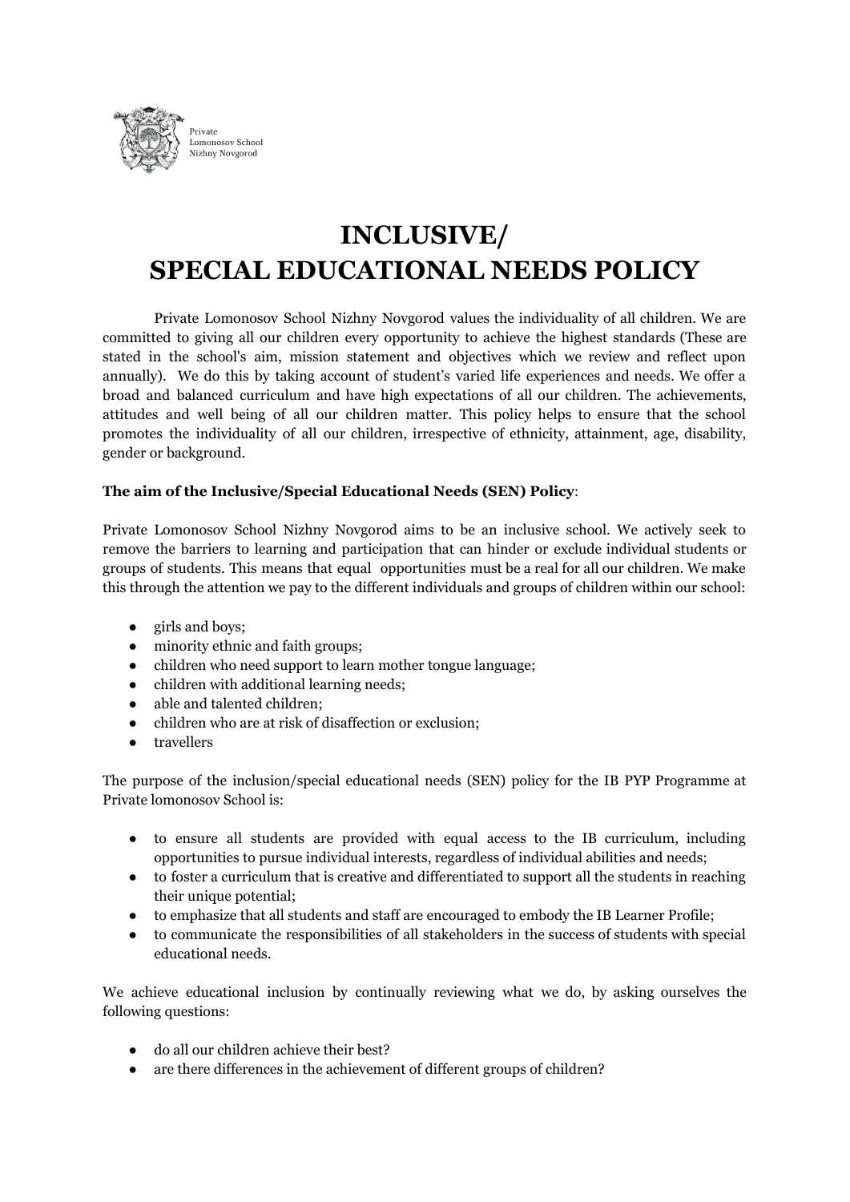Private
Lomonosov School
Nizhny Novgorod

# INCLUSIVE/ SPECIAL EDUCATIONAL NEEDS POLICY

Private Lomonosov School Nizhny Novgorod values the individuality of all children. We are committed to giving all our children every opportunity to achieve the highest standards (These are stated in the school's aim, mission statement and objectives which we review and reflect upon annually). We do this by taking account of student's varied life experiences and needs. We offer a broad and balanced curriculum and have high expectations of all our children. The achievements, attitudes and well being of all our children matter. This policy helps to ensure that the school promotes the individuality of all our children, irrespective of ethnicity, attainment, age, disability, gender or background.

**The aim of the Inclusive/Special Educational Needs (SEN) Policy**:

Private Lomonosov School Nizhny Novgorod aims to be an inclusive school. We actively seek to remove the barriers to learning and participation that can hinder or exclude individual students or groups of students. This means that equal opportunities must be a real for all our children. We make this through the attention we pay to the different individuals and groups of children within our school:

- girls and boys;
- minority ethnic and faith groups;
- children who need support to learn mother tongue language;
- children with additional learning needs;
- able and talented children;
- children who are at risk of disaffection or exclusion;
- travellers

The purpose of the inclusion/special educational needs (SEN) policy for the IB PYP Programme at Private lomonosov School is:

- to ensure all students are provided with equal access to the IB curriculum, including opportunities to pursue individual interests, regardless of individual abilities and needs;
- to foster a curriculum that is creative and differentiated to support all the students in reaching their unique potential;
- to emphasize that all students and staff are encouraged to embody the IB Learner Profile;
- to communicate the responsibilities of all stakeholders in the success of students with special educational needs.

We achieve educational inclusion by continually reviewing what we do, by asking ourselves the following questions:

- do all our children achieve their best?
- are there differences in the achievement of different groups of children?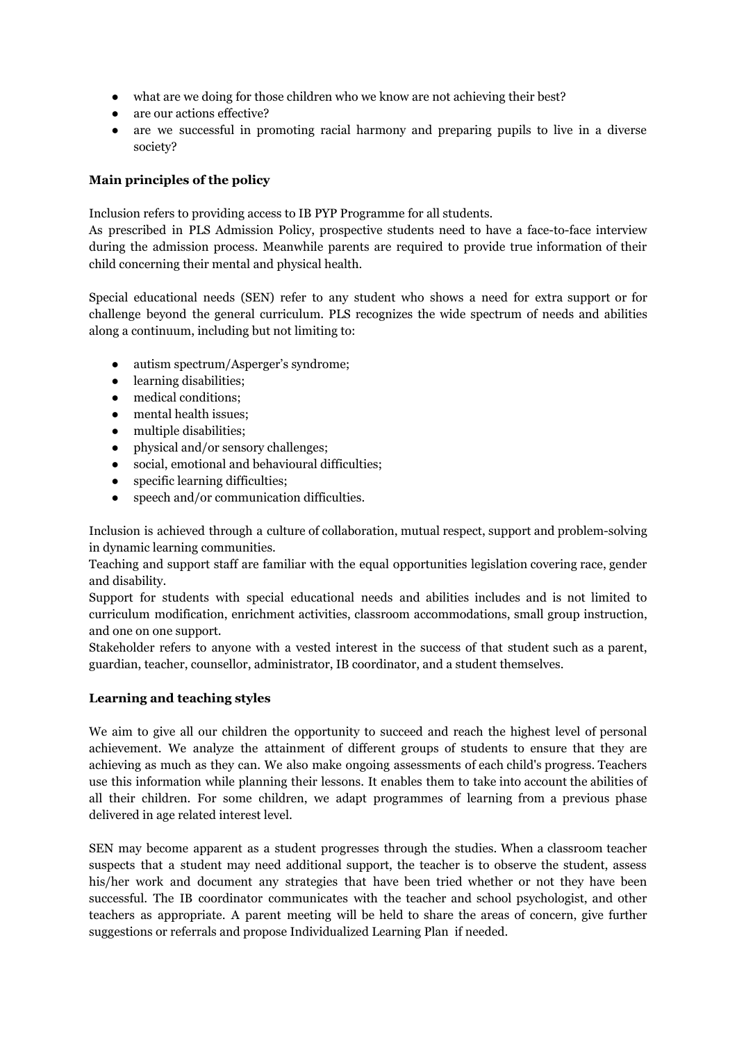- what are we doing for those children who we know are not achieving their best?
- are our actions effective?
- are we successful in promoting racial harmony and preparing pupils to live in a diverse society?

**Main principles of the policy**

Inclusion refers to providing access to IB PYP Programme for all students.
As prescribed in PLS Admission Policy, prospective students need to have a face-to-face interview during the admission process. Meanwhile parents are required to provide true information of their child concerning their mental and physical health.

Special educational needs (SEN) refer to any student who shows a need for extra support or for challenge beyond the general curriculum. PLS recognizes the wide spectrum of needs and abilities along a continuum, including but not limiting to:

- autism spectrum/Asperger's syndrome;
- learning disabilities;
- medical conditions;
- mental health issues;
- multiple disabilities;
- physical and/or sensory challenges;
- social, emotional and behavioural difficulties;
- specific learning difficulties;
- speech and/or communication difficulties.

Inclusion is achieved through a culture of collaboration, mutual respect, support and problem-solving in dynamic learning communities.
Teaching and support staff are familiar with the equal opportunities legislation covering race, gender and disability.
Support for students with special educational needs and abilities includes and is not limited to curriculum modification, enrichment activities, classroom accommodations, small group instruction, and one on one support.
Stakeholder refers to anyone with a vested interest in the success of that student such as a parent, guardian, teacher, counsellor, administrator, IB coordinator, and a student themselves.

**Learning and teaching styles**

We aim to give all our children the opportunity to succeed and reach the highest level of personal achievement. We analyze the attainment of different groups of students to ensure that they are achieving as much as they can. We also make ongoing assessments of each child's progress. Teachers use this information while planning their lessons. It enables them to take into account the abilities of all their children. For some children, we adapt programmes of learning from a previous phase delivered in age related interest level.

SEN may become apparent as a student progresses through the studies. When a classroom teacher suspects that a student may need additional support, the teacher is to observe the student, assess his/her work and document any strategies that have been tried whether or not they have been successful. The IB coordinator communicates with the teacher and school psychologist, and other teachers as appropriate. A parent meeting will be held to share the areas of concern, give further suggestions or referrals and propose Individualized Learning Plan if needed.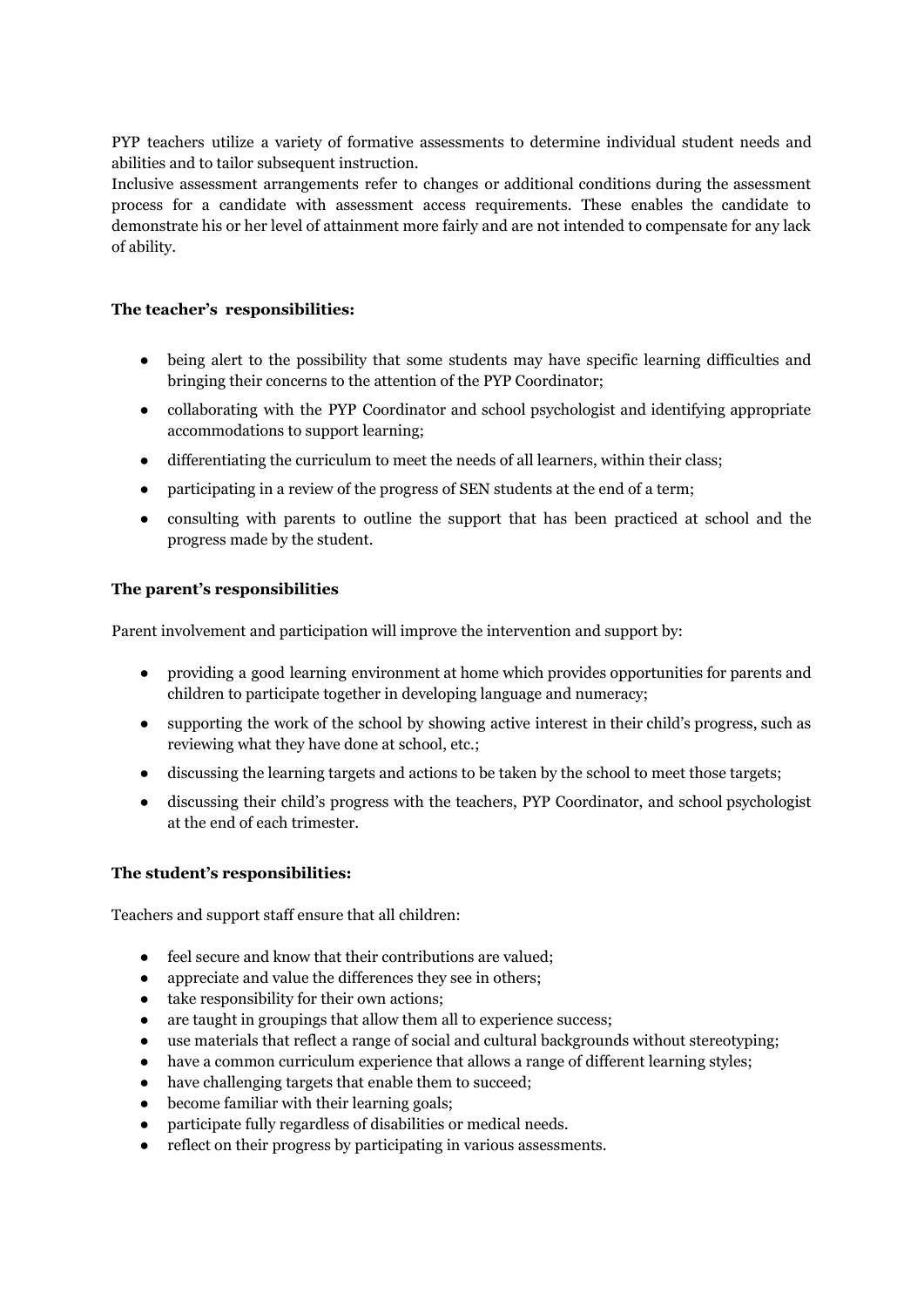PYP teachers utilize a variety of formative assessments to determine individual student needs and abilities and to tailor subsequent instruction.
Inclusive assessment arrangements refer to changes or additional conditions during the assessment process for a candidate with assessment access requirements. These enables the candidate to demonstrate his or her level of attainment more fairly and are not intended to compensate for any lack of ability.

**The teacher's responsibilities:**

- being alert to the possibility that some students may have specific learning difficulties and bringing their concerns to the attention of the PYP Coordinator;
- collaborating with the PYP Coordinator and school psychologist and identifying appropriate accommodations to support learning;
- differentiating the curriculum to meet the needs of all learners, within their class;
- participating in a review of the progress of SEN students at the end of a term;
- consulting with parents to outline the support that has been practiced at school and the progress made by the student.

**The parent's responsibilities**

Parent involvement and participation will improve the intervention and support by:

- providing a good learning environment at home which provides opportunities for parents and children to participate together in developing language and numeracy;
- supporting the work of the school by showing active interest in their child's progress, such as reviewing what they have done at school, etc.;
- discussing the learning targets and actions to be taken by the school to meet those targets;
- discussing their child's progress with the teachers, PYP Coordinator, and school psychologist at the end of each trimester.

**The student's responsibilities:**

Teachers and support staff ensure that all children:

- feel secure and know that their contributions are valued;
- appreciate and value the differences they see in others;
- take responsibility for their own actions;
- are taught in groupings that allow them all to experience success;
- use materials that reflect a range of social and cultural backgrounds without stereotyping;
- have a common curriculum experience that allows a range of different learning styles;
- have challenging targets that enable them to succeed;
- become familiar with their learning goals;
- participate fully regardless of disabilities or medical needs.
- reflect on their progress by participating in various assessments.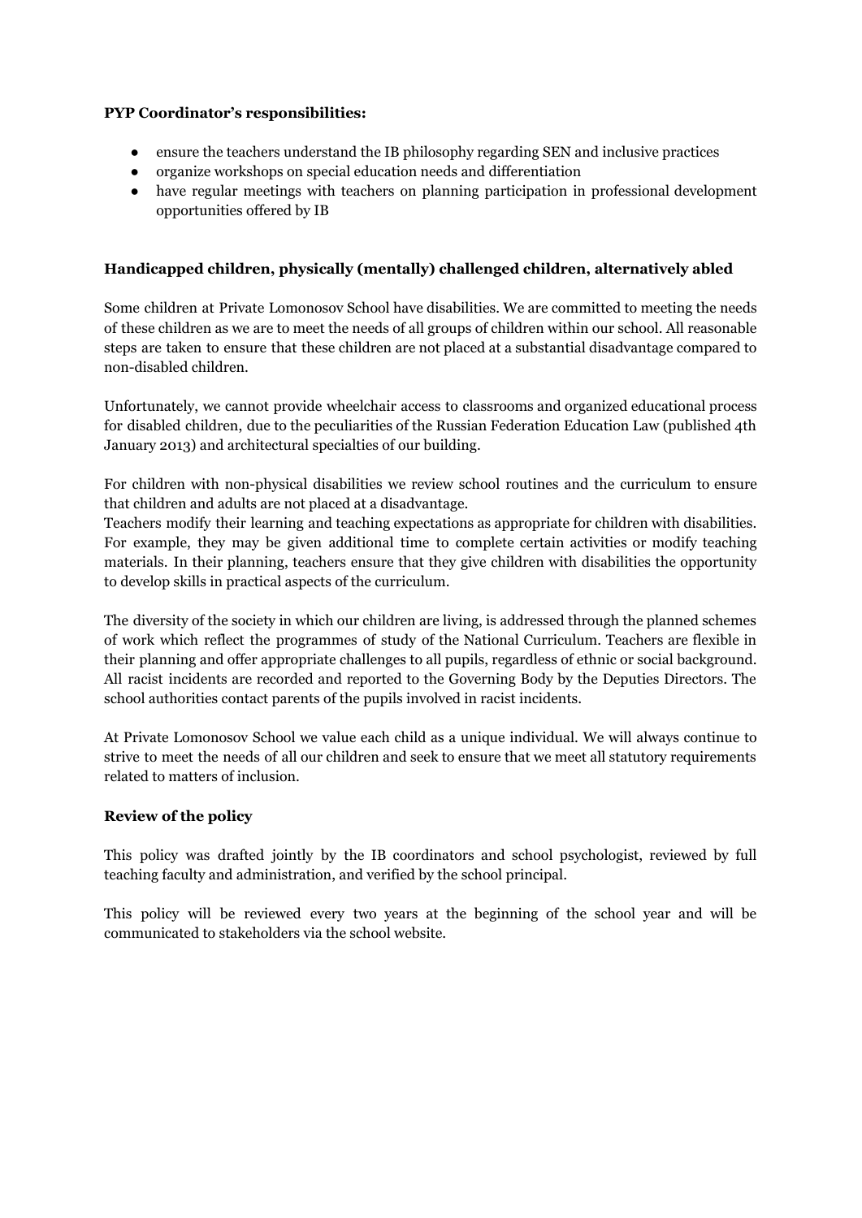**PYP Coordinator's responsibilities:**

- ensure the teachers understand the IB philosophy regarding SEN and inclusive practices
- organize workshops on special education needs and differentiation
- have regular meetings with teachers on planning participation in professional development opportunities offered by IB

**Handicapped children, physically (mentally) challenged children, alternatively abled**

Some children at Private Lomonosov School have disabilities. We are committed to meeting the needs of these children as we are to meet the needs of all groups of children within our school. All reasonable steps are taken to ensure that these children are not placed at a substantial disadvantage compared to non-disabled children.

Unfortunately, we cannot provide wheelchair access to classrooms and organized educational process for disabled children, due to the peculiarities of the Russian Federation Education Law (published 4th January 2013) and architectural specialties of our building.

For children with non-physical disabilities we review school routines and the curriculum to ensure that children and adults are not placed at a disadvantage.
Teachers modify their learning and teaching expectations as appropriate for children with disabilities. For example, they may be given additional time to complete certain activities or modify teaching materials. In their planning, teachers ensure that they give children with disabilities the opportunity to develop skills in practical aspects of the curriculum.

The diversity of the society in which our children are living, is addressed through the planned schemes of work which reflect the programmes of study of the National Curriculum. Teachers are flexible in their planning and offer appropriate challenges to all pupils, regardless of ethnic or social background. All racist incidents are recorded and reported to the Governing Body by the Deputies Directors. The school authorities contact parents of the pupils involved in racist incidents.

At Private Lomonosov School we value each child as a unique individual. We will always continue to strive to meet the needs of all our children and seek to ensure that we meet all statutory requirements related to matters of inclusion.

**Review of the policy**

This policy was drafted jointly by the IB coordinators and school psychologist, reviewed by full teaching faculty and administration, and verified by the school principal.

This policy will be reviewed every two years at the beginning of the school year and will be communicated to stakeholders via the school website.